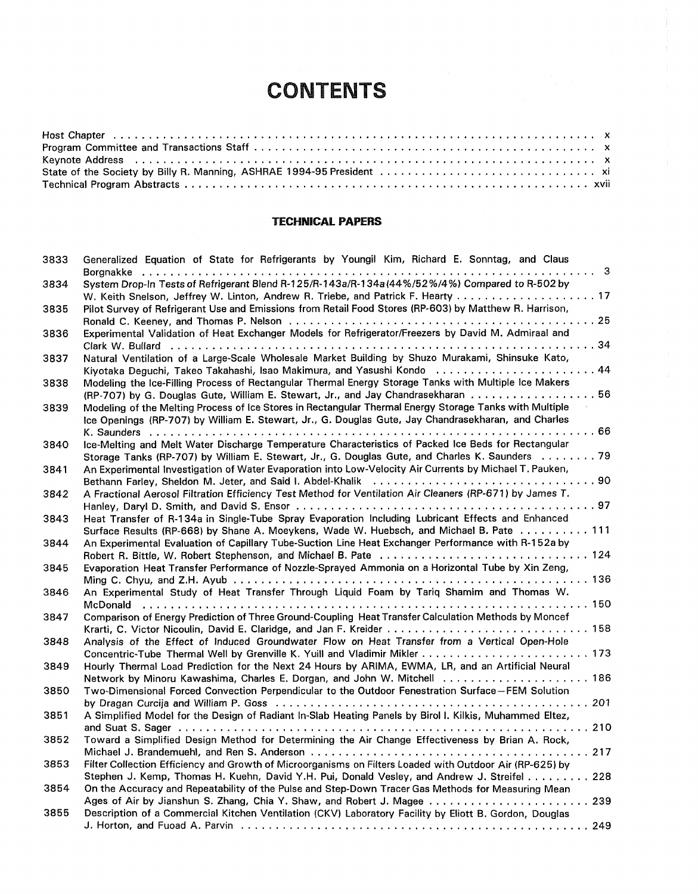# CONTENTS

Host Chapter . . . . . . . . . . . . . . . . . . . . . . . . . . . . . . . . . . . . . . . . . . . . . . . . . . . . . . . . . . . . . . . . . . x
Program Committee and Transactions Staff . . . . . . . . . . . . . . . . . . . . . . . . . . . . . . . . . . . . . . . . . . . . . . . . . x
Keynote Address . . . . . . . . . . . . . . . . . . . . . . . . . . . . . . . . . . . . . . . . . . . . . . . . . . . . . . . . . . . . . . . x
State of the Society by Billy R. Manning, ASHRAE 1994-95 President . . . . . . . . . . . . . . . . . . . . . . . . . . . . . . . . xi
Technical Program Abstracts . . . . . . . . . . . . . . . . . . . . . . . . . . . . . . . . . . . . . . . . . . . . . . . . . . . . . . . . xvii

## TECHNICAL PAPERS

| | | |
|---|---|---|
| 3833 | Generalized Equation of State for Refrigerants by Youngil Kim, Richard E. Sonntag, and Claus Borgnakke | 3 |
| 3834 | System Drop-In Tests of Refrigerant Blend R-125/R-143a/R-134a (44%/52%/4%) Compared to R-502 by W. Keith Snelson, Jeffrey W. Linton, Andrew R. Triebe, and Patrick F. Hearty | 17 |
| 3835 | Pilot Survey of Refrigerant Use and Emissions from Retail Food Stores (RP-603) by Matthew R. Harrison, Ronald C. Keeney, and Thomas P. Nelson | 25 |
| 3836 | Experimental Validation of Heat Exchanger Models for Refrigerator/Freezers by David M. Admiraal and Clark W. Bullard | 34 |
| 3837 | Natural Ventilation of a Large-Scale Wholesale Market Building by Shuzo Murakami, Shinsuke Kato, Kiyotaka Deguchi, Takeo Takahashi, Isao Makimura, and Yasushi Kondo | 44 |
| 3838 | Modeling the Ice-Filling Process of Rectangular Thermal Energy Storage Tanks with Multiple Ice Makers (RP-707) by G. Douglas Gute, William E. Stewart, Jr., and Jay Chandrasekharan | 56 |
| 3839 | Modeling of the Melting Process of Ice Stores in Rectangular Thermal Energy Storage Tanks with Multiple Ice Openings (RP-707) by William E. Stewart, Jr., G. Douglas Gute, Jay Chandrasekharan, and Charles K. Saunders | 66 |
| 3840 | Ice-Melting and Melt Water Discharge Temperature Characteristics of Packed Ice Beds for Rectangular Storage Tanks (RP-707) by William E. Stewart, Jr., G. Douglas Gute, and Charles K. Saunders | 79 |
| 3841 | An Experimental Investigation of Water Evaporation into Low-Velocity Air Currents by Michael T. Pauken, Bethann Farley, Sheldon M. Jeter, and Said I. Abdel-Khalik | 90 |
| 3842 | A Fractional Aerosol Filtration Efficiency Test Method for Ventilation Air Cleaners (RP-671) by James T. Hanley, Daryl D. Smith, and David S. Ensor | 97 |
| 3843 | Heat Transfer of R-134a in Single-Tube Spray Evaporation Including Lubricant Effects and Enhanced Surface Results (RP-668) by Shane A. Moeykens, Wade W. Huebsch, and Michael B. Pate | 111 |
| 3844 | An Experimental Evaluation of Capillary Tube-Suction Line Heat Exchanger Performance with R-152a by Robert R. Bittle, W. Robert Stephenson, and Michael B. Pate | 124 |
| 3845 | Evaporation Heat Transfer Performance of Nozzle-Sprayed Ammonia on a Horizontal Tube by Xin Zeng, Ming C. Chyu, and Z.H. Ayub | 136 |
| 3846 | An Experimental Study of Heat Transfer Through Liquid Foam by Tariq Shamim and Thomas W. McDonald | 150 |
| 3847 | Comparison of Energy Prediction of Three Ground-Coupling Heat Transfer Calculation Methods by Moncef Krarti, C. Victor Nicoulin, David E. Claridge, and Jan F. Kreider | 158 |
| 3848 | Analysis of the Effect of Induced Groundwater Flow on Heat Transfer from a Vertical Open-Hole Concentric-Tube Thermal Well by Grenville K. Yuill and Vladimir Mikler | 173 |
| 3849 | Hourly Thermal Load Prediction for the Next 24 Hours by ARIMA, EWMA, LR, and an Artificial Neural Network by Minoru Kawashima, Charles E. Dorgan, and John W. Mitchell | 186 |
| 3850 | Two-Dimensional Forced Convection Perpendicular to the Outdoor Fenestration Surface—FEM Solution by Dragan Curcija and William P. Goss | 201 |
| 3851 | A Simplified Model for the Design of Radiant In-Slab Heating Panels by Birol I. Kilkis, Muhammed Eltez, and Suat S. Sager | 210 |
| 3852 | Toward a Simplified Design Method for Determining the Air Change Effectiveness by Brian A. Rock, Michael J. Brandemuehl, and Ren S. Anderson | 217 |
| 3853 | Filter Collection Efficiency and Growth of Microorganisms on Filters Loaded with Outdoor Air (RP-625) by Stephen J. Kemp, Thomas H. Kuehn, David Y.H. Pui, Donald Vesley, and Andrew J. Streifel | 228 |
| 3854 | On the Accuracy and Repeatability of the Pulse and Step-Down Tracer Gas Methods for Measuring Mean Ages of Air by Jianshun S. Zhang, Chia Y. Shaw, and Robert J. Magee | 239 |
| 3855 | Description of a Commercial Kitchen Ventilation (CKV) Laboratory Facility by Eliott B. Gordon, Douglas J. Horton, and Fuoad A. Parvin | 249 |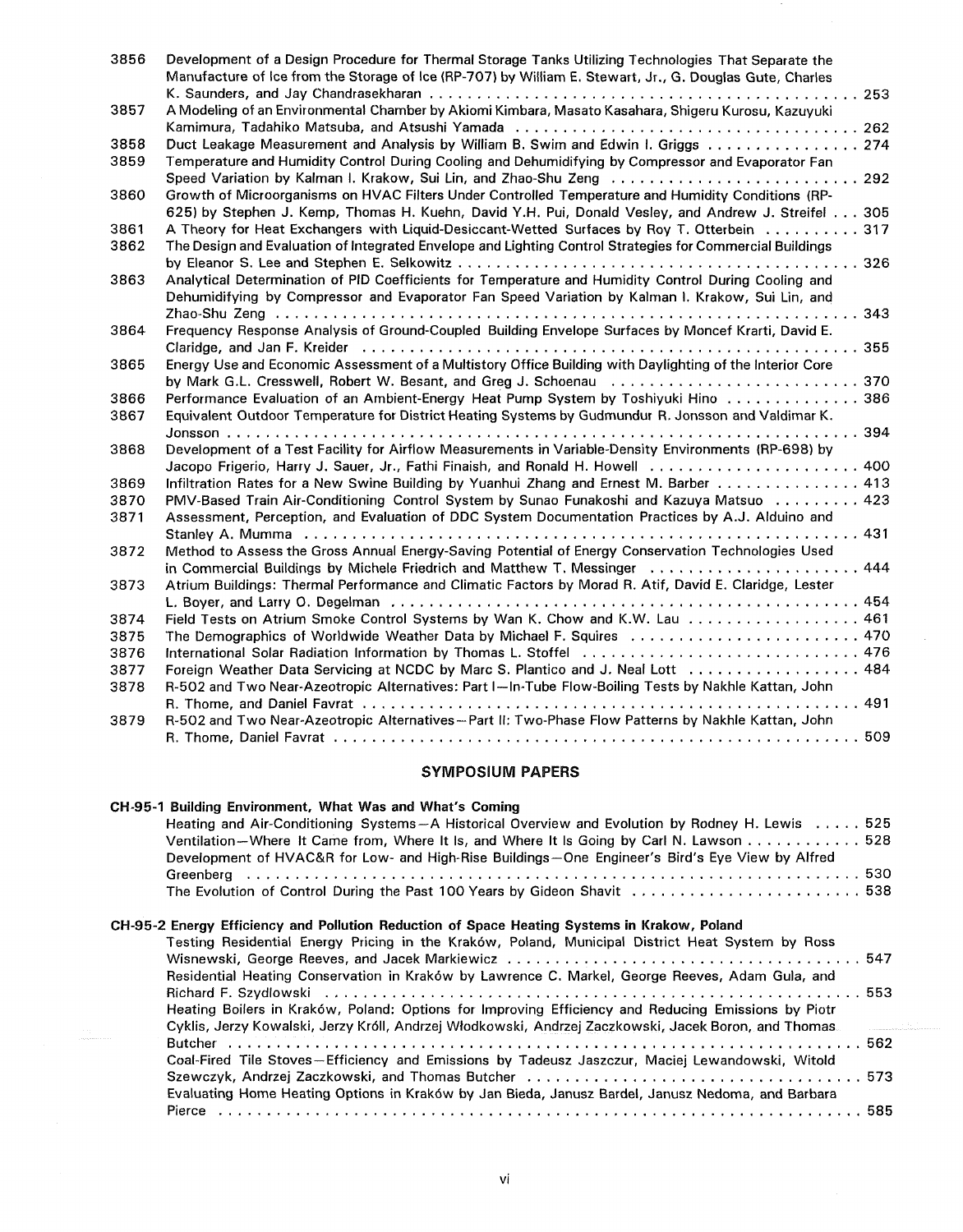3856 Development of a Design Procedure for Thermal Storage Tanks Utilizing Technologies That Separate the Manufacture of Ice from the Storage of Ice (RP-707) by William E. Stewart, Jr., G. Douglas Gute, Charles K. Saunders, and Jay Chandrasekharan . . . . . . . . . . . . . . . . . . . . . . . . . . . . . . . . . . . . . . . . . . . 253

3857 A Modeling of an Environmental Chamber by Akiomi Kimbara, Masato Kasahara, Shigeru Kurosu, Kazuyuki Kamimura, Tadahiko Matsuba, and Atsushi Yamada . . . . . . . . . . . . . . . . . . . . . . . . . . . . . . . . . . . . 262

3858 Duct Leakage Measurement and Analysis by William B. Swim and Edwin I. Griggs . . . . . . . . . . . . . . . . 274

3859 Temperature and Humidity Control During Cooling and Dehumidifying by Compressor and Evaporator Fan Speed Variation by Kalman I. Krakow, Sui Lin, and Zhao-Shu Zeng . . . . . . . . . . . . . . . . . . . . . . . . . . 292

3860 Growth of Microorganisms on HVAC Filters Under Controlled Temperature and Humidity Conditions (RP-625) by Stephen J. Kemp, Thomas H. Kuehn, David Y.H. Pui, Donald Vesley, and Andrew J. Streifel . . . 305

3861 A Theory for Heat Exchangers with Liquid-Desiccant-Wetted Surfaces by Roy T. Otterbein . . . . . . . . . . 317

3862 The Design and Evaluation of Integrated Envelope and Lighting Control Strategies for Commercial Buildings by Eleanor S. Lee and Stephen E. Selkowitz . . . . . . . . . . . . . . . . . . . . . . . . . . . . . . . . . . . . . . . . . . 326

3863 Analytical Determination of PID Coefficients for Temperature and Humidity Control During Cooling and Dehumidifying by Compressor and Evaporator Fan Speed Variation by Kalman I. Krakow, Sui Lin, and Zhao-Shu Zeng . . . . . . . . . . . . . . . . . . . . . . . . . . . . . . . . . . . . . . . . . . . . . . . . . . . . . . . . . . . . . 343

3864 Frequency Response Analysis of Ground-Coupled Building Envelope Surfaces by Moncef Krarti, David E. Claridge, and Jan F. Kreider . . . . . . . . . . . . . . . . . . . . . . . . . . . . . . . . . . . . . . . . . . . . . . . . . . . . 355

3865 Energy Use and Economic Assessment of a Multistory Office Building with Daylighting of the Interior Core by Mark G.L. Cresswell, Robert W. Besant, and Greg J. Schoenau . . . . . . . . . . . . . . . . . . . . . . . . . 370

3866 Performance Evaluation of an Ambient-Energy Heat Pump System by Toshiyuki Hino . . . . . . . . . . . . . 386

3867 Equivalent Outdoor Temperature for District Heating Systems by Gudmundur R. Jonsson and Valdimar K. Jonsson . . . . . . . . . . . . . . . . . . . . . . . . . . . . . . . . . . . . . . . . . . . . . . . . . . . . . . . . . . . . . . . . . 394

3868 Development of a Test Facility for Airflow Measurements in Variable-Density Environments (RP-698) by Jacopo Frigerio, Harry J. Sauer, Jr., Fathi Finaish, and Ronald H. Howell . . . . . . . . . . . . . . . . . . . . . 400

3869 Infiltration Rates for a New Swine Building by Yuanhui Zhang and Ernest M. Barber . . . . . . . . . . . . . . . 413

3870 PMV-Based Train Air-Conditioning Control System by Sunao Funakoshi and Kazuya Matsuo . . . . . . . . . 423

3871 Assessment, Perception, and Evaluation of DDC System Documentation Practices by A.J. Alduino and Stanley A. Mumma . . . . . . . . . . . . . . . . . . . . . . . . . . . . . . . . . . . . . . . . . . . . . . . . . . . . . . . . . . . . 431

3872 Method to Assess the Gross Annual Energy-Saving Potential of Energy Conservation Technologies Used in Commercial Buildings by Michele Friedrich and Matthew T. Messinger . . . . . . . . . . . . . . . . . . . . . 444

3873 Atrium Buildings: Thermal Performance and Climatic Factors by Morad R. Atif, David E. Claridge, Lester L. Boyer, and Larry O. Degelman . . . . . . . . . . . . . . . . . . . . . . . . . . . . . . . . . . . . . . . . . . . . . . . . 454

3874 Field Tests on Atrium Smoke Control Systems by Wan K. Chow and K.W. Lau . . . . . . . . . . . . . . . . . . 461

3875 The Demographics of Worldwide Weather Data by Michael F. Squires . . . . . . . . . . . . . . . . . . . . . . . 470

3876 International Solar Radiation Information by Thomas L. Stoffel . . . . . . . . . . . . . . . . . . . . . . . . . . . . 476

3877 Foreign Weather Data Servicing at NCDC by Marc S. Plantico and J. Neal Lott . . . . . . . . . . . . . . . . . 484

3878 R-502 and Two Near-Azeotropic Alternatives: Part I—In-Tube Flow-Boiling Tests by Nakhle Kattan, John R. Thome, and Daniel Favrat . . . . . . . . . . . . . . . . . . . . . . . . . . . . . . . . . . . . . . . . . . . . . . . . . . . 491

3879 R-502 and Two Near-Azeotropic Alternatives—Part II: Two-Phase Flow Patterns by Nakhle Kattan, John R. Thome, Daniel Favrat . . . . . . . . . . . . . . . . . . . . . . . . . . . . . . . . . . . . . . . . . . . . . . . . . . . . . 509

## SYMPOSIUM PAPERS

**CH-95-1 Building Environment, What Was and What's Coming**

Heating and Air-Conditioning Systems—A Historical Overview and Evolution by Rodney H. Lewis . . . . . 525

Ventilation—Where It Came from, Where It Is, and Where It Is Going by Carl N. Lawson . . . . . . . . . . . . 528

Development of HVAC&R for Low- and High-Rise Buildings—One Engineer's Bird's Eye View by Alfred Greenberg . . . . . . . . . . . . . . . . . . . . . . . . . . . . . . . . . . . . . . . . . . . . . . . . . . . . . . . . . . . . . . . . 530

The Evolution of Control During the Past 100 Years by Gideon Shavit . . . . . . . . . . . . . . . . . . . . . . . . 538

**CH-95-2 Energy Efficiency and Pollution Reduction of Space Heating Systems in Krakow, Poland**

Testing Residential Energy Pricing in the Kraków, Poland, Municipal District Heat System by Ross Wisnewski, George Reeves, and Jacek Markiewicz . . . . . . . . . . . . . . . . . . . . . . . . . . . . . . . . . . . . . 547

Residential Heating Conservation in Kraków by Lawrence C. Markel, George Reeves, Adam Gula, and Richard F. Szydlowski . . . . . . . . . . . . . . . . . . . . . . . . . . . . . . . . . . . . . . . . . . . . . . . . . . . . . . . . 553

Heating Boilers in Kraków, Poland: Options for Improving Efficiency and Reducing Emissions by Piotr Cyklis, Jerzy Kowalski, Jerzy Kröll, Andrzej Włodkowski, Andrzej Zaczkowski, Jacek Boron, and Thomas Butcher . . . . . . . . . . . . . . . . . . . . . . . . . . . . . . . . . . . . . . . . . . . . . . . . . . . . . . . . . . . . . . . . . 562

Coal-Fired Tile Stoves—Efficiency and Emissions by Tadeusz Jaszczur, Maciej Lewandowski, Witold Szewczyk, Andrzej Zaczkowski, and Thomas Butcher . . . . . . . . . . . . . . . . . . . . . . . . . . . . . . . . . . . 573

Evaluating Home Heating Options in Kraków by Jan Bieda, Janusz Bardel, Janusz Nedoma, and Barbara Pierce . . . . . . . . . . . . . . . . . . . . . . . . . . . . . . . . . . . . . . . . . . . . . . . . . . . . . . . . . . . . . . . . . . . 585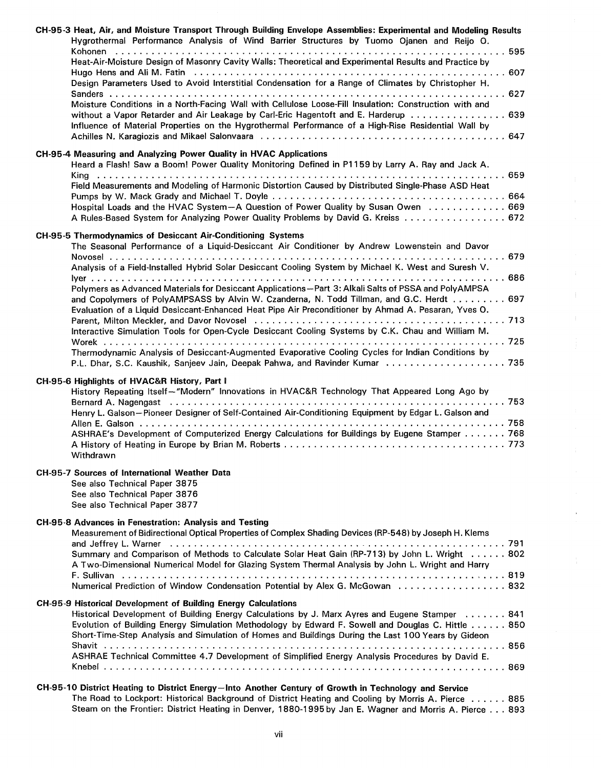**CH-95-3 Heat, Air, and Moisture Transport Through Building Envelope Assemblies: Experimental and Modeling Results**

Hygrothermal Performance Analysis of Wind Barrier Structures by Tuomo Ojanen and Reijo O. Kohonen . . . . . 595

Heat-Air-Moisture Design of Masonry Cavity Walls: Theoretical and Experimental Results and Practice by Hugo Hens and Ali M. Fatin . . . . . 607

Design Parameters Used to Avoid Interstitial Condensation for a Range of Climates by Christopher H. Sanders . . . . . 627

Moisture Conditions in a North-Facing Wall with Cellulose Loose-Fill Insulation: Construction with and without a Vapor Retarder and Air Leakage by Carl-Eric Hagentoft and E. Harderup . . . . . 639

Influence of Material Properties on the Hygrothermal Performance of a High-Rise Residential Wall by Achilles N. Karagiozis and Mikael Salonvaara . . . . . 647

**CH-95-4 Measuring and Analyzing Power Quality in HVAC Applications**

Heard a Flash! Saw a Boom! Power Quality Monitoring Defined in P1159 by Larry A. Ray and Jack A. King . . . . . 659

Field Measurements and Modeling of Harmonic Distortion Caused by Distributed Single-Phase ASD Heat Pumps by W. Mack Grady and Michael T. Doyle . . . . . 664

Hospital Loads and the HVAC System—A Question of Power Quality by Susan Owen . . . . . 669

A Rules-Based System for Analyzing Power Quality Problems by David G. Kreiss . . . . . 672

**CH-95-5 Thermodynamics of Desiccant Air-Conditioning Systems**

The Seasonal Performance of a Liquid-Desiccant Air Conditioner by Andrew Lowenstein and Davor Novosel . . . . . 679

Analysis of a Field-Installed Hybrid Solar Desiccant Cooling System by Michael K. West and Suresh V. Iyer . . . . . 686

Polymers as Advanced Materials for Desiccant Applications—Part 3: Alkali Salts of PSSA and PolyAMPSA and Copolymers of PolyAMPSASS by Alvin W. Czanderna, N. Todd Tillman, and G.C. Herdt . . . . . 697

Evaluation of a Liquid Desiccant-Enhanced Heat Pipe Air Preconditioner by Ahmad A. Pesaran, Yves O. Parent, Milton Meckler, and Davor Novosel . . . . . 713

Interactive Simulation Tools for Open-Cycle Desiccant Cooling Systems by C.K. Chau and William M. Worek . . . . . 725

Thermodynamic Analysis of Desiccant-Augmented Evaporative Cooling Cycles for Indian Conditions by P.L. Dhar, S.C. Kaushik, Sanjeev Jain, Deepak Pahwa, and Ravinder Kumar . . . . . 735

**CH-95-6 Highlights of HVAC&R History, Part I**

History Repeating Itself—"Modern" Innovations in HVAC&R Technology That Appeared Long Ago by Bernard A. Nagengast . . . . . 753

Henry L. Galson—Pioneer Designer of Self-Contained Air-Conditioning Equipment by Edgar L. Galson and Allen E. Galson . . . . . 758

ASHRAE's Development of Computerized Energy Calculations for Buildings by Eugene Stamper . . . . . 768

A History of Heating in Europe by Brian M. Roberts . . . . . 773

Withdrawn

**CH-95-7 Sources of International Weather Data**

See also Technical Paper 3875

See also Technical Paper 3876

See also Technical Paper 3877

**CH-95-8 Advances in Fenestration: Analysis and Testing**

Measurement of Bidirectional Optical Properties of Complex Shading Devices (RP-548) by Joseph H. Klems and Jeffrey L. Warner . . . . . 791

Summary and Comparison of Methods to Calculate Solar Heat Gain (RP-713) by John L. Wright . . . . . 802

A Two-Dimensional Numerical Model for Glazing System Thermal Analysis by John L. Wright and Harry F. Sullivan . . . . . 819

Numerical Prediction of Window Condensation Potential by Alex G. McGowan . . . . . 832

**CH-95-9 Historical Development of Building Energy Calculations**

Historical Development of Building Energy Calculations by J. Marx Ayres and Eugene Stamper . . . . . 841

Evolution of Building Energy Simulation Methodology by Edward F. Sowell and Douglas C. Hittle . . . . . 850

Short-Time-Step Analysis and Simulation of Homes and Buildings During the Last 100 Years by Gideon Shavit . . . . . 856

ASHRAE Technical Committee 4.7 Development of Simplified Energy Analysis Procedures by David E. Knebel . . . . . 869

**CH-95-10 District Heating to District Energy—Into Another Century of Growth in Technology and Service**

The Road to Lockport: Historical Background of District Heating and Cooling by Morris A. Pierce . . . . . 885

Steam on the Frontier: District Heating in Denver, 1880-1995 by Jan E. Wagner and Morris A. Pierce . . . 893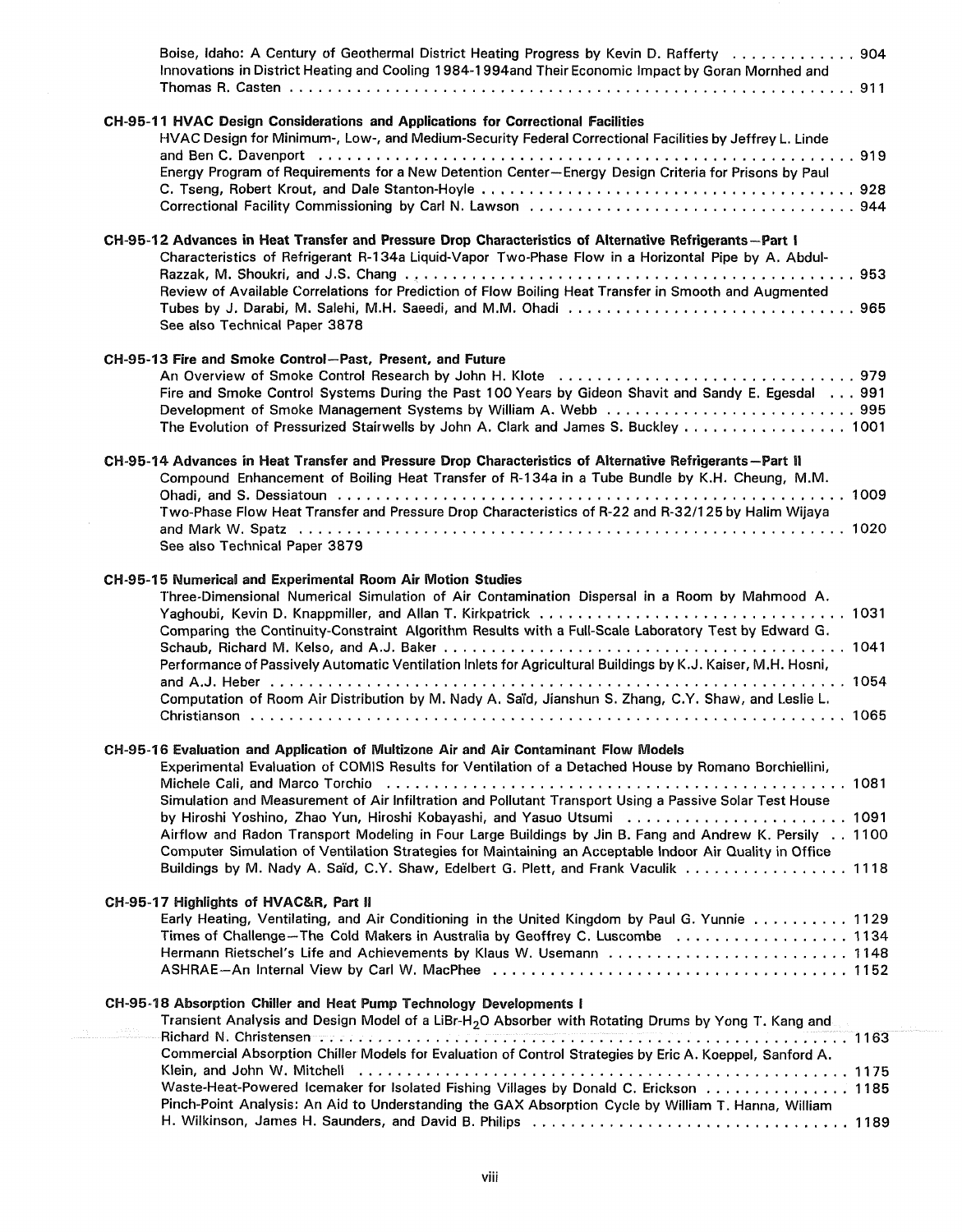Boise, Idaho: A Century of Geothermal District Heating Progress by Kevin D. Rafferty . . . . . . . . . . . . . 904
Innovations in District Heating and Cooling 1984-1994and Their Economic Impact by Goran Mornhed and Thomas R. Casten . . . . . . . . . . . . . . . . . . . . . . . . . . . . . . . . . . . . . . . . . . . . . . . . . . . . . . . . . . . . . . . . . 911

**CH-95-11 HVAC Design Considerations and Applications for Correctional Facilities**

HVAC Design for Minimum-, Low-, and Medium-Security Federal Correctional Facilities by Jeffrey L. Linde and Ben C. Davenport . . . . . . . . . . . . . . . . . . . . . . . . . . . . . . . . . . . . . . . . . . . . . . . . . . . . . . . . . 919
Energy Program of Requirements for a New Detention Center—Energy Design Criteria for Prisons by Paul C. Tseng, Robert Krout, and Dale Stanton-Hoyle . . . . . . . . . . . . . . . . . . . . . . . . . . . . . . . . . . . . . . . 928
Correctional Facility Commissioning by Carl N. Lawson . . . . . . . . . . . . . . . . . . . . . . . . . . . . . . . . . . 944

**CH-95-12 Advances in Heat Transfer and Pressure Drop Characteristics of Alternative Refrigerants—Part I**

Characteristics of Refrigerant R-134a Liquid-Vapor Two-Phase Flow in a Horizontal Pipe by A. Abdul-Razzak, M. Shoukri, and J.S. Chang . . . . . . . . . . . . . . . . . . . . . . . . . . . . . . . . . . . . . . . . . . . . . . 953
Review of Available Correlations for Prediction of Flow Boiling Heat Transfer in Smooth and Augmented Tubes by J. Darabi, M. Salehi, M.H. Saeedi, and M.M. Ohadi . . . . . . . . . . . . . . . . . . . . . . . . . . . . . . 965
See also Technical Paper 3878

**CH-95-13 Fire and Smoke Control—Past, Present, and Future**

An Overview of Smoke Control Research by John H. Klote . . . . . . . . . . . . . . . . . . . . . . . . . . . . . . . 979
Fire and Smoke Control Systems During the Past 100 Years by Gideon Shavit and Sandy E. Egesdal . . . 991
Development of Smoke Management Systems by William A. Webb . . . . . . . . . . . . . . . . . . . . . . . . . 995
The Evolution of Pressurized Stairwells by John A. Clark and James S. Buckley . . . . . . . . . . . . . . . . 1001

**CH-95-14 Advances in Heat Transfer and Pressure Drop Characteristics of Alternative Refrigerants—Part II**

Compound Enhancement of Boiling Heat Transfer of R-134a in a Tube Bundle by K.H. Cheung, M.M. Ohadi, and S. Dessiatoun . . . . . . . . . . . . . . . . . . . . . . . . . . . . . . . . . . . . . . . . . . . . . . . . . . . . . . 1009
Two-Phase Flow Heat Transfer and Pressure Drop Characteristics of R-22 and R-32/125 by Halim Wijaya and Mark W. Spatz . . . . . . . . . . . . . . . . . . . . . . . . . . . . . . . . . . . . . . . . . . . . . . . . . . . . . . . . . . 1020
See also Technical Paper 3879

**CH-95-15 Numerical and Experimental Room Air Motion Studies**

Three-Dimensional Numerical Simulation of Air Contamination Dispersal in a Room by Mahmood A. Yaghoubi, Kevin D. Knappmiller, and Allan T. Kirkpatrick . . . . . . . . . . . . . . . . . . . . . . . . . . . . . . . 1031
Comparing the Continuity-Constraint Algorithm Results with a Full-Scale Laboratory Test by Edward G. Schaub, Richard M. Kelso, and A.J. Baker . . . . . . . . . . . . . . . . . . . . . . . . . . . . . . . . . . . . . . . . . . 1041
Performance of Passively Automatic Ventilation Inlets for Agricultural Buildings by K.J. Kaiser, M.H. Hosni, and A.J. Heber . . . . . . . . . . . . . . . . . . . . . . . . . . . . . . . . . . . . . . . . . . . . . . . . . . . . . . . . . . . . . . 1054
Computation of Room Air Distribution by M. Nady A. Saïd, Jianshun S. Zhang, C.Y. Shaw, and Leslie L. Christianson . . . . . . . . . . . . . . . . . . . . . . . . . . . . . . . . . . . . . . . . . . . . . . . . . . . . . . . . . . . . . . . 1065

**CH-95-16 Evaluation and Application of Multizone Air and Air Contaminant Flow Models**

Experimental Evaluation of COMIS Results for Ventilation of a Detached House by Romano Borchiellini, Michele Cali, and Marco Torchio . . . . . . . . . . . . . . . . . . . . . . . . . . . . . . . . . . . . . . . . . . . . . . . . . . 1081
Simulation and Measurement of Air Infiltration and Pollutant Transport Using a Passive Solar Test House by Hiroshi Yoshino, Zhao Yun, Hiroshi Kobayashi, and Yasuo Utsumi . . . . . . . . . . . . . . . . . . . . . . . 1091
Airflow and Radon Transport Modeling in Four Large Buildings by Jin B. Fang and Andrew K. Persily . . 1100
Computer Simulation of Ventilation Strategies for Maintaining an Acceptable Indoor Air Quality in Office Buildings by M. Nady A. Saïd, C.Y. Shaw, Edelbert G. Plett, and Frank Vaculik . . . . . . . . . . . . . . . . . 1118

**CH-95-17 Highlights of HVAC&R, Part II**

Early Heating, Ventilating, and Air Conditioning in the United Kingdom by Paul G. Yunnie . . . . . . . . . . 1129
Times of Challenge—The Cold Makers in Australia by Geoffrey C. Luscombe . . . . . . . . . . . . . . . . . . 1134
Hermann Rietschel's Life and Achievements by Klaus W. Usemann . . . . . . . . . . . . . . . . . . . . . . . . . 1148
ASHRAE—An Internal View by Carl W. MacPhee . . . . . . . . . . . . . . . . . . . . . . . . . . . . . . . . . . . . . . 1152

**CH-95-18 Absorption Chiller and Heat Pump Technology Developments I**

Transient Analysis and Design Model of a LiBr-$H_2O$ Absorber with Rotating Drums by Yong T. Kang and Richard N. Christensen . . . . . . . . . . . . . . . . . . . . . . . . . . . . . . . . . . . . . . . . . . . . . . . . . . . . . . . . . . 1163
Commercial Absorption Chiller Models for Evaluation of Control Strategies by Eric A. Koeppel, Sanford A. Klein, and John W. Mitchell . . . . . . . . . . . . . . . . . . . . . . . . . . . . . . . . . . . . . . . . . . . . . . . . . . . . . 1175
Waste-Heat-Powered Icemaker for Isolated Fishing Villages by Donald C. Erickson . . . . . . . . . . . . . . . 1185
Pinch-Point Analysis: An Aid to Understanding the GAX Absorption Cycle by William T. Hanna, William H. Wilkinson, James H. Saunders, and David B. Philips . . . . . . . . . . . . . . . . . . . . . . . . . . . . . . . . . . 1189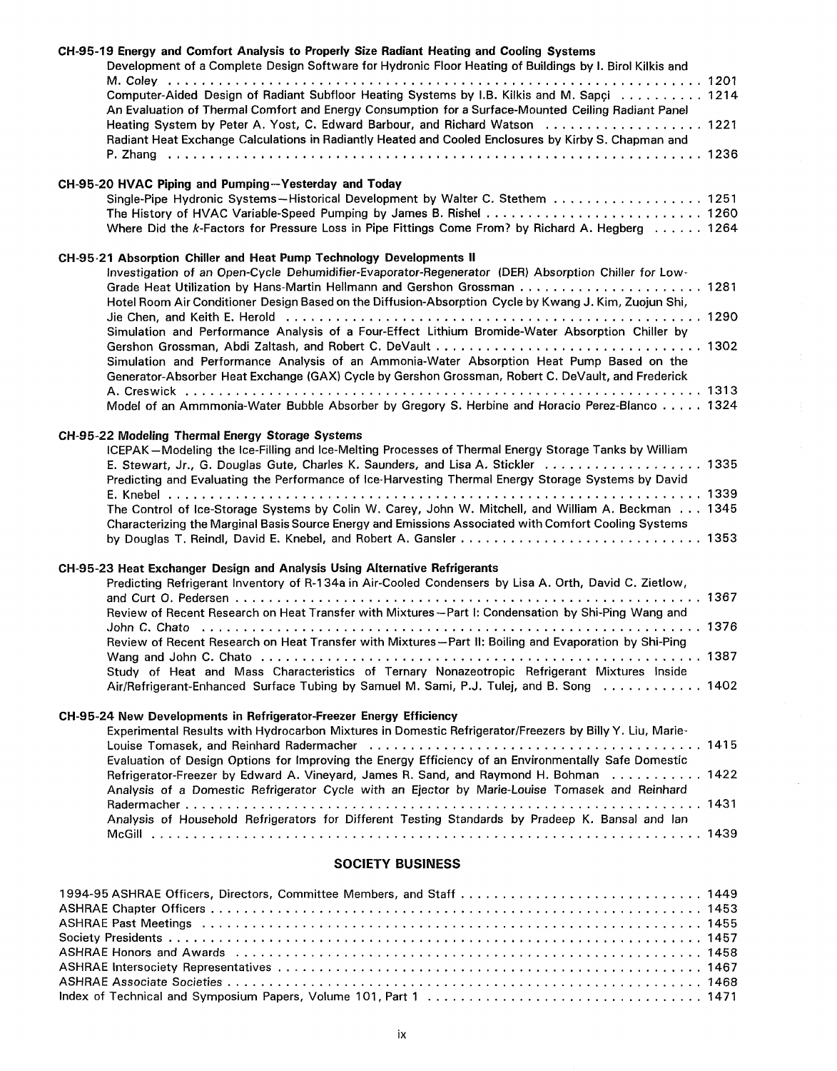**CH-95-19 Energy and Comfort Analysis to Properly Size Radiant Heating and Cooling Systems**

Development of a Complete Design Software for Hydronic Floor Heating of Buildings by I. Birol Kilkis and M. Coley . . . . . . . . . . 1201

Computer-Aided Design of Radiant Subfloor Heating Systems by I.B. Kilkis and M. Sapçi . . . . . . . . . . 1214

An Evaluation of Thermal Comfort and Energy Consumption for a Surface-Mounted Ceiling Radiant Panel Heating System by Peter A. Yost, C. Edward Barbour, and Richard Watson . . . . . . . . . . 1221

Radiant Heat Exchange Calculations in Radiantly Heated and Cooled Enclosures by Kirby S. Chapman and P. Zhang . . . . . . . . . . 1236

**CH-95-20 HVAC Piping and Pumping—Yesterday and Today**

Single-Pipe Hydronic Systems—Historical Development by Walter C. Stethem . . . . . . . . . . 1251

The History of HVAC Variable-Speed Pumping by James B. Rishel . . . . . . . . . . 1260

Where Did the *k*-Factors for Pressure Loss in Pipe Fittings Come From? by Richard A. Hegberg . . . . . . 1264

**CH-95-21 Absorption Chiller and Heat Pump Technology Developments II**

Investigation of an Open-Cycle Dehumidifier-Evaporator-Regenerator (DER) Absorption Chiller for Low-Grade Heat Utilization by Hans-Martin Hellmann and Gershon Grossman . . . . . . . . . . 1281

Hotel Room Air Conditioner Design Based on the Diffusion-Absorption Cycle by Kwang J. Kim, Zuojun Shi, Jie Chen, and Keith E. Herold . . . . . . . . . . 1290

Simulation and Performance Analysis of a Four-Effect Lithium Bromide-Water Absorption Chiller by Gershon Grossman, Abdi Zaltash, and Robert C. DeVault . . . . . . . . . . 1302

Simulation and Performance Analysis of an Ammonia-Water Absorption Heat Pump Based on the Generator-Absorber Heat Exchange (GAX) Cycle by Gershon Grossman, Robert C. DeVault, and Frederick A. Creswick . . . . . . . . . . 1313

Model of an Ammmonia-Water Bubble Absorber by Gregory S. Herbine and Horacio Perez-Blanco . . . . . 1324

**CH-95-22 Modeling Thermal Energy Storage Systems**

ICEPAK—Modeling the Ice-Filling and Ice-Melting Processes of Thermal Energy Storage Tanks by William E. Stewart, Jr., G. Douglas Gute, Charles K. Saunders, and Lisa A. Stickler . . . . . . . . . . 1335

Predicting and Evaluating the Performance of Ice-Harvesting Thermal Energy Storage Systems by David E. Knebel . . . . . . . . . . 1339

The Control of Ice-Storage Systems by Colin W. Carey, John W. Mitchell, and William A. Beckman . . . 1345

Characterizing the Marginal Basis Source Energy and Emissions Associated with Comfort Cooling Systems by Douglas T. Reindl, David E. Knebel, and Robert A. Gansler . . . . . . . . . . 1353

**CH-95-23 Heat Exchanger Design and Analysis Using Alternative Refrigerants**

Predicting Refrigerant Inventory of R-134a in Air-Cooled Condensers by Lisa A. Orth, David C. Zietlow, and Curt O. Pedersen . . . . . . . . . . 1367

Review of Recent Research on Heat Transfer with Mixtures—Part I: Condensation by Shi-Ping Wang and John C. Chato . . . . . . . . . . 1376

Review of Recent Research on Heat Transfer with Mixtures—Part II: Boiling and Evaporation by Shi-Ping Wang and John C. Chato . . . . . . . . . . 1387

Study of Heat and Mass Characteristics of Ternary Nonazeotropic Refrigerant Mixtures Inside Air/Refrigerant-Enhanced Surface Tubing by Samuel M. Sami, P.J. Tulej, and B. Song . . . . . . . . . . 1402

**CH-95-24 New Developments in Refrigerator-Freezer Energy Efficiency**

Experimental Results with Hydrocarbon Mixtures in Domestic Refrigerator/Freezers by Billy Y. Liu, Marie-Louise Tomasek, and Reinhard Radermacher . . . . . . . . . . 1415

Evaluation of Design Options for Improving the Energy Efficiency of an Environmentally Safe Domestic Refrigerator-Freezer by Edward A. Vineyard, James R. Sand, and Raymond H. Bohman . . . . . . . . . . 1422

Analysis of a Domestic Refrigerator Cycle with an Ejector by Marie-Louise Tomasek and Reinhard Radermacher . . . . . . . . . . 1431

Analysis of Household Refrigerators for Different Testing Standards by Pradeep K. Bansal and Ian McGill . . . . . . . . . . 1439

## SOCIETY BUSINESS

1994-95 ASHRAE Officers, Directors, Committee Members, and Staff . . . . . . . . . . 1449

ASHRAE Chapter Officers . . . . . . . . . . 1453

ASHRAE Past Meetings . . . . . . . . . . 1455

Society Presidents . . . . . . . . . . 1457

ASHRAE Honors and Awards . . . . . . . . . . 1458

ASHRAE Intersociety Representatives . . . . . . . . . . 1467

ASHRAE Associate Societies . . . . . . . . . . 1468

Index of Technical and Symposium Papers, Volume 101, Part 1 . . . . . . . . . . 1471